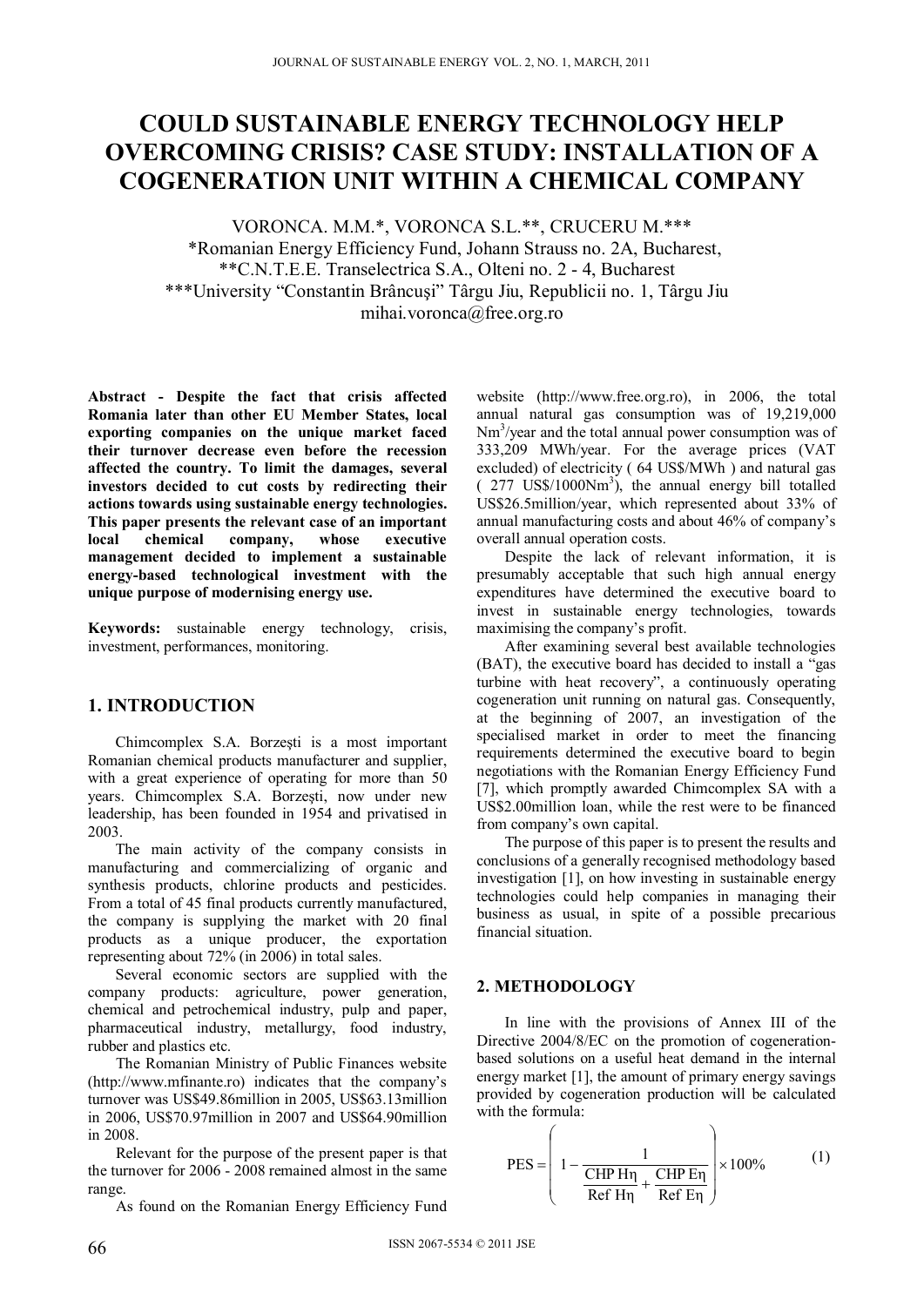# COULD SUSTAINABLE ENERGY TECHNOLOGY HELP OVERCOMING CRISIS? CASE STUDY: INSTALLATION OF A COGENERATION UNIT WITHIN A CHEMICAL COMPANY

VORONCA. M.M.*, VORONCA S.L.**, CRUCERU M.***

*Romanian Energy Efficiency Fund, Johann Strauss no. 2A, Bucharest,
**C.N.T.E.E. Transelectrica S.A., Olteni no. 2 - 4, Bucharest
***University "Constantin Brâncuşi" Târgu Jiu, Republicii no. 1, Târgu Jiu
mihai.voronca@free.org.ro

**Abstract - Despite the fact that crisis affected Romania later than other EU Member States, local exporting companies on the unique market faced their turnover decrease even before the recession affected the country. To limit the damages, several investors decided to cut costs by redirecting their actions towards using sustainable energy technologies. This paper presents the relevant case of an important local chemical company, whose executive management decided to implement a sustainable energy-based technological investment with the unique purpose of modernising energy use.**

**Keywords:** sustainable energy technology, crisis, investment, performances, monitoring.

## 1. INTRODUCTION

Chimcomplex S.A. Borzeşti is a most important Romanian chemical products manufacturer and supplier, with a great experience of operating for more than 50 years. Chimcomplex S.A. Borzeşti, now under new leadership, has been founded in 1954 and privatised in 2003.

The main activity of the company consists in manufacturing and commercializing of organic and synthesis products, chlorine products and pesticides. From a total of 45 final products currently manufactured, the company is supplying the market with 20 final products as a unique producer, the exportation representing about 72% (in 2006) in total sales.

Several economic sectors are supplied with the company products: agriculture, power generation, chemical and petrochemical industry, pulp and paper, pharmaceutical industry, metallurgy, food industry, rubber and plastics etc.

The Romanian Ministry of Public Finances website (http://www.mfinante.ro) indicates that the company's turnover was US$49.86million in 2005, US$63.13million in 2006, US$70.97million in 2007 and US$64.90million in 2008.

Relevant for the purpose of the present paper is that the turnover for 2006 - 2008 remained almost in the same range.

As found on the Romanian Energy Efficiency Fund website (http://www.free.org.ro), in 2006, the total annual natural gas consumption was of 19,219,000 $Nm^3$/year and the total annual power consumption was of 333,209 MWh/year. For the average prices (VAT excluded) of electricity ( 64 US$/MWh ) and natural gas ( 277 US$/1000$Nm^3$), the annual energy bill totalled US$26.5million/year, which represented about 33% of annual manufacturing costs and about 46% of company's overall annual operation costs.

Despite the lack of relevant information, it is presumably acceptable that such high annual energy expenditures have determined the executive board to invest in sustainable energy technologies, towards maximising the company's profit.

After examining several best available technologies (BAT), the executive board has decided to install a "gas turbine with heat recovery", a continuously operating cogeneration unit running on natural gas. Consequently, at the beginning of 2007, an investigation of the specialised market in order to meet the financing requirements determined the executive board to begin negotiations with the Romanian Energy Efficiency Fund [7], which promptly awarded Chimcomplex SA with a US$2.00million loan, while the rest were to be financed from company's own capital.

The purpose of this paper is to present the results and conclusions of a generally recognised methodology based investigation [1], on how investing in sustainable energy technologies could help companies in managing their business as usual, in spite of a possible precarious financial situation.

## 2. METHODOLOGY

In line with the provisions of Annex III of the Directive 2004/8/EC on the promotion of cogeneration-based solutions on a useful heat demand in the internal energy market [1], the amount of primary energy savings provided by cogeneration production will be calculated with the formula:

$$\text{PES} = \left(1 - \frac{1}{\dfrac{\text{CHP H}\eta}{\text{Ref H}\eta} + \dfrac{\text{CHP E}\eta}{\text{Ref E}\eta}}\right) \times 100\% \tag{1}$$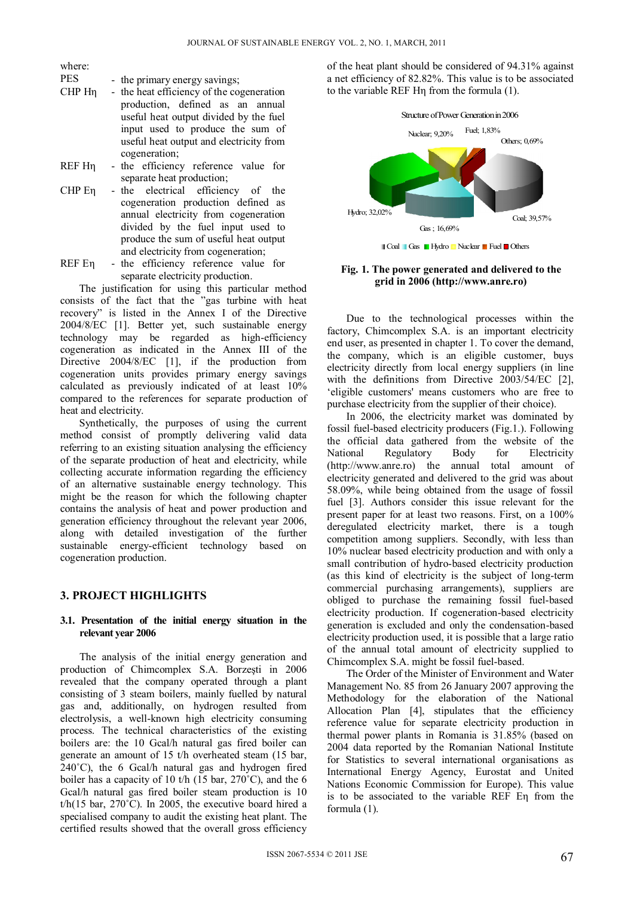where:

| | |
|---|---|
| PES | - the primary energy savings; |
| CHP Hη | - the heat efficiency of the cogeneration production, defined as an annual useful heat output divided by the fuel input used to produce the sum of useful heat output and electricity from cogeneration; |
| REF Hη | - the efficiency reference value for separate heat production; |
| CHP Eη | - the electrical efficiency of the cogeneration production defined as annual electricity from cogeneration divided by the fuel input used to produce the sum of useful heat output and electricity from cogeneration; |
| REF Eη | - the efficiency reference value for separate electricity production. |

The justification for using this particular method consists of the fact that the "gas turbine with heat recovery" is listed in the Annex I of the Directive 2004/8/EC [1]. Better yet, such sustainable energy technology may be regarded as high-efficiency cogeneration as indicated in the Annex III of the Directive 2004/8/EC [1], if the production from cogeneration units provides primary energy savings calculated as previously indicated of at least 10% compared to the references for separate production of heat and electricity.

Synthetically, the purposes of using the current method consist of promptly delivering valid data referring to an existing situation analysing the efficiency of the separate production of heat and electricity, while collecting accurate information regarding the efficiency of an alternative sustainable energy technology. This might be the reason for which the following chapter contains the analysis of heat and power production and generation efficiency throughout the relevant year 2006, along with detailed investigation of the further sustainable energy-efficient technology based on cogeneration production.

## 3. PROJECT HIGHLIGHTS

### 3.1. Presentation of the initial energy situation in the relevant year 2006

The analysis of the initial energy generation and production of Chimcomplex S.A. Borzeşti in 2006 revealed that the company operated through a plant consisting of 3 steam boilers, mainly fuelled by natural gas and, additionally, on hydrogen resulted from electrolysis, a well-known high electricity consuming process. The technical characteristics of the existing boilers are: the 10 Gcal/h natural gas fired boiler can generate an amount of 15 t/h overheated steam (15 bar, 240˚C), the 6 Gcal/h natural gas and hydrogen fired boiler has a capacity of 10 t/h (15 bar, 270˚C), and the 6 Gcal/h natural gas fired boiler steam production is 10 t/h(15 bar, 270˚C). In 2005, the executive board hired a specialised company to audit the existing heat plant. The certified results showed that the overall gross efficiency of the heat plant should be considered of 94.31% against a net efficiency of 82.82%. This value is to be associated to the variable REF Hη from the formula (1).

Structure of Power Generation in 2006

Nuclear; 9,20% · Fuel; 1,83% · Others; 0,69% · Hydro; 32,02% · Coal; 39,57% · Gas ; 16,69%

Coal · Gas · Hydro · Nuclear · Fuel · Others

**Fig. 1. The power generated and delivered to the grid in 2006 (http://www.anre.ro)**

Due to the technological processes within the factory, Chimcomplex S.A. is an important electricity end user, as presented in chapter 1. To cover the demand, the company, which is an eligible customer, buys electricity directly from local energy suppliers (in line with the definitions from Directive 2003/54/EC [2], 'eligible customers' means customers who are free to purchase electricity from the supplier of their choice).

In 2006, the electricity market was dominated by fossil fuel-based electricity producers (Fig.1.). Following the official data gathered from the website of the National Regulatory Body for Electricity (http://www.anre.ro) the annual total amount of electricity generated and delivered to the grid was about 58.09%, while being obtained from the usage of fossil fuel [3]. Authors consider this issue relevant for the present paper for at least two reasons. First, on a 100% deregulated electricity market, there is a tough competition among suppliers. Secondly, with less than 10% nuclear based electricity production and with only a small contribution of hydro-based electricity production (as this kind of electricity is the subject of long-term commercial purchasing arrangements), suppliers are obliged to purchase the remaining fossil fuel-based electricity production. If cogeneration-based electricity generation is excluded and only the condensation-based electricity production used, it is possible that a large ratio of the annual total amount of electricity supplied to Chimcomplex S.A. might be fossil fuel-based.

The Order of the Minister of Environment and Water Management No. 85 from 26 January 2007 approving the Methodology for the elaboration of the National Allocation Plan [4], stipulates that the efficiency reference value for separate electricity production in thermal power plants in Romania is 31.85% (based on 2004 data reported by the Romanian National Institute for Statistics to several international organisations as International Energy Agency, Eurostat and United Nations Economic Commission for Europe). This value is to be associated to the variable REF Eη from the formula (1).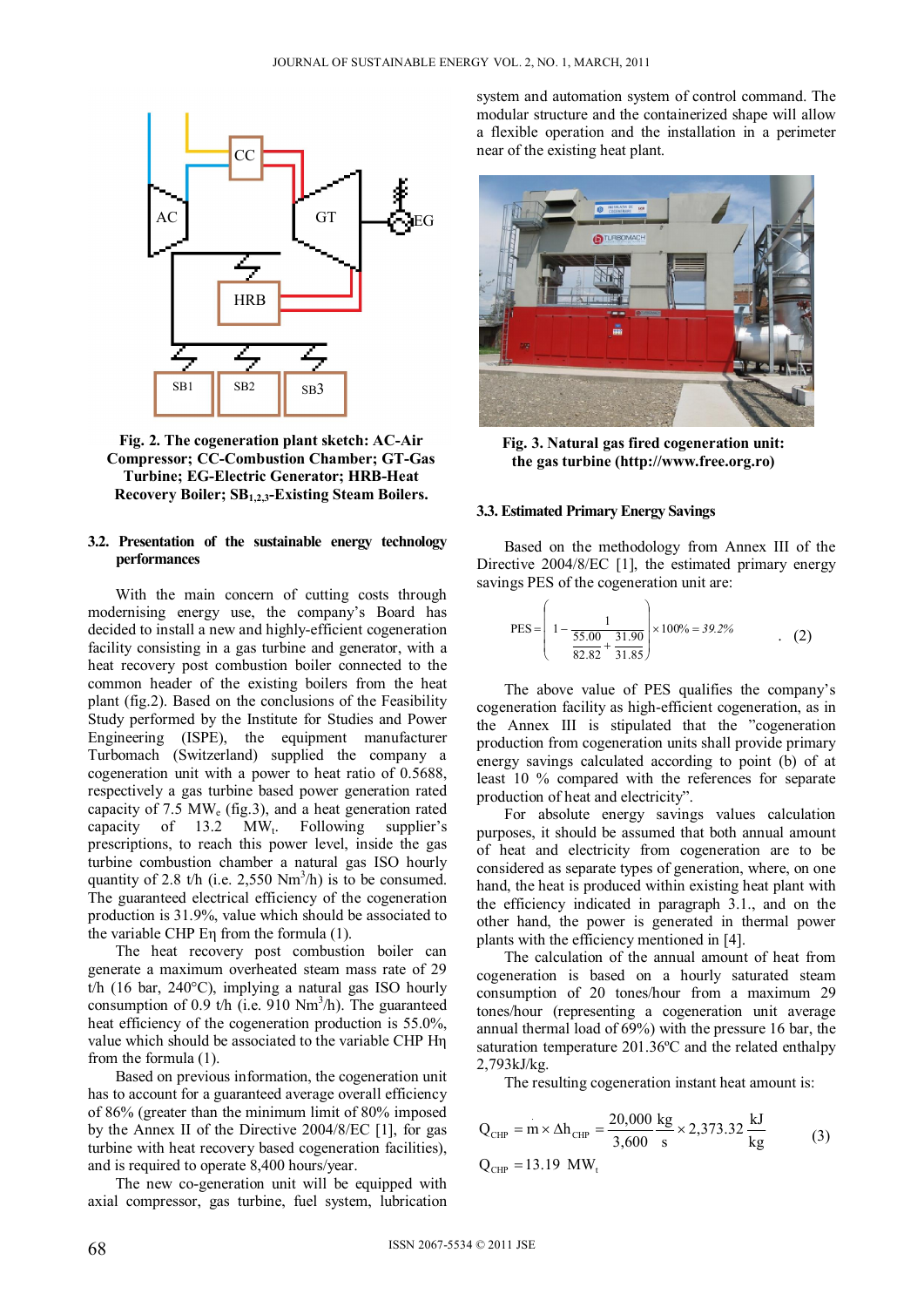Fig. 2. The cogeneration plant sketch: AC-Air Compressor; CC-Combustion Chamber; GT-Gas Turbine; EG-Electric Generator; HRB-Heat Recovery Boiler; $SB_{1,2,3}$-Existing Steam Boilers.

### 3.2. Presentation of the sustainable energy technology performances

With the main concern of cutting costs through modernising energy use, the company's Board has decided to install a new and highly-efficient cogeneration facility consisting in a gas turbine and generator, with a heat recovery post combustion boiler connected to the common header of the existing boilers from the heat plant (fig.2). Based on the conclusions of the Feasibility Study performed by the Institute for Studies and Power Engineering (ISPE), the equipment manufacturer Turbomach (Switzerland) supplied the company a cogeneration unit with a power to heat ratio of 0.5688, respectively a gas turbine based power generation rated capacity of 7.5 $MW_e$ (fig.3), and a heat generation rated capacity of 13.2 $MW_t$. Following supplier's prescriptions, to reach this power level, inside the gas turbine combustion chamber a natural gas ISO hourly quantity of 2.8 t/h (i.e. 2,550 $Nm^3$/h) is to be consumed. The guaranteed electrical efficiency of the cogeneration production is 31.9%, value which should be associated to the variable CHP Eη from the formula (1).

The heat recovery post combustion boiler can generate a maximum overheated steam mass rate of 29 t/h (16 bar, 240°C), implying a natural gas ISO hourly consumption of 0.9 t/h (i.e. 910 $Nm^3$/h). The guaranteed heat efficiency of the cogeneration production is 55.0%, value which should be associated to the variable CHP Hη from the formula (1).

Based on previous information, the cogeneration unit has to account for a guaranteed average overall efficiency of 86% (greater than the minimum limit of 80% imposed by the Annex II of the Directive 2004/8/EC [1], for gas turbine with heat recovery based cogeneration facilities), and is required to operate 8,400 hours/year.

The new co-generation unit will be equipped with axial compressor, gas turbine, fuel system, lubrication system and automation system of control command. The modular structure and the containerized shape will allow a flexible operation and the installation in a perimeter near of the existing heat plant.

Fig. 3. Natural gas fired cogeneration unit: the gas turbine (http://www.free.org.ro)

### 3.3. Estimated Primary Energy Savings

Based on the methodology from Annex III of the Directive 2004/8/EC [1], the estimated primary energy savings PES of the cogeneration unit are:

$$PES = \left(1 - \frac{1}{\frac{55.00}{82.82} + \frac{31.90}{31.85}}\right) \times 100\% = 39.2\% \qquad (2)$$

The above value of PES qualifies the company's cogeneration facility as high-efficient cogeneration, as in the Annex III is stipulated that the "cogeneration production from cogeneration units shall provide primary energy savings calculated according to point (b) of at least 10 % compared with the references for separate production of heat and electricity".

For absolute energy savings values calculation purposes, it should be assumed that both annual amount of heat and electricity from cogeneration are to be considered as separate types of generation, where, on one hand, the heat is produced within existing heat plant with the efficiency indicated in paragraph 3.1., and on the other hand, the power is generated in thermal power plants with the efficiency mentioned in [4].

The calculation of the annual amount of heat from cogeneration is based on a hourly saturated steam consumption of 20 tones/hour from a maximum 29 tones/hour (representing a cogeneration unit average annual thermal load of 69%) with the pressure 16 bar, the saturation temperature 201.36ºC and the related enthalpy 2,793kJ/kg.

The resulting cogeneration instant heat amount is:

$$Q_{CHP} = \dot{m} \times \Delta h_{CHP} = \frac{20{,}000}{3{,}600}\frac{kg}{s} \times 2{,}373.32\,\frac{kJ}{kg} \qquad (3)$$

$$Q_{CHP} = 13.19\ MW_t$$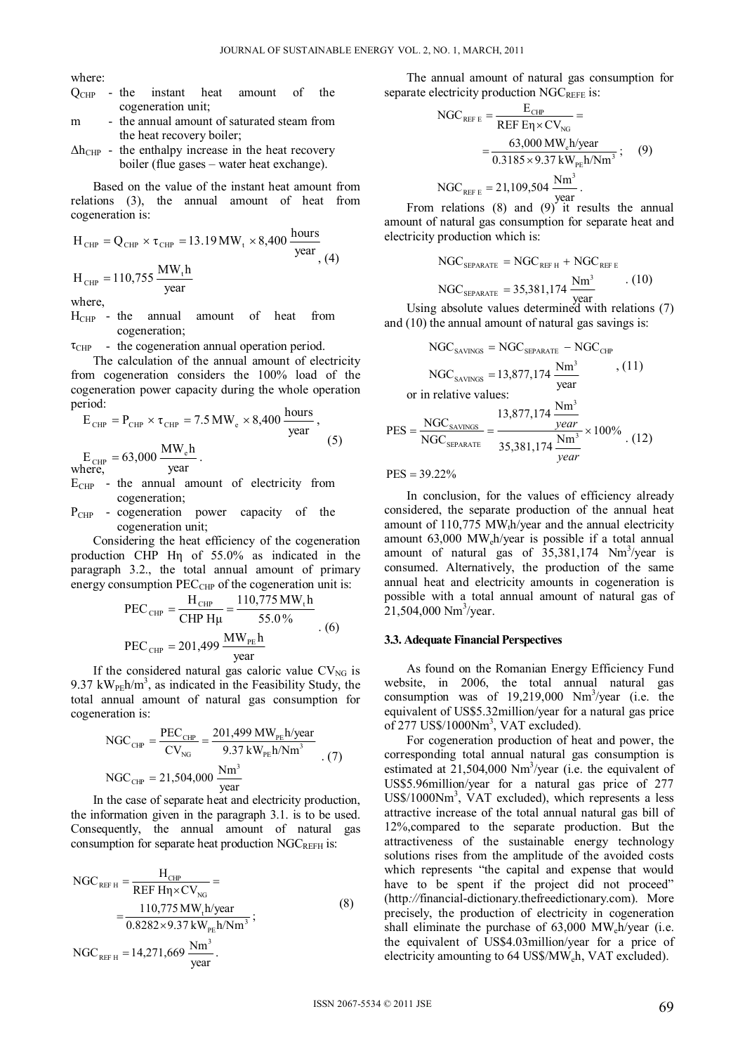where:

- $Q_{CHP}$ - the instant heat amount of the cogeneration unit;
- m - the annual amount of saturated steam from the heat recovery boiler;
- $\Delta h_{CHP}$ - the enthalpy increase in the heat recovery boiler (flue gases – water heat exchange).

Based on the value of the instant heat amount from relations (3), the annual amount of heat from cogeneration is:

$$H_{CHP} = Q_{CHP} \times \tau_{CHP} = 13.19\,MW_t \times 8{,}400\,\frac{hours}{year}, \quad (4)$$

$$H_{CHP} = 110{,}755\,\frac{MW_t h}{year}$$

where,

- $H_{CHP}$ - the annual amount of heat from cogeneration;
- $\tau_{CHP}$ - the cogeneration annual operation period.

The calculation of the annual amount of electricity from cogeneration considers the 100% load of the cogeneration power capacity during the whole operation period:

$$E_{CHP} = P_{CHP} \times \tau_{CHP} = 7.5\,MW_e \times 8{,}400\,\frac{hours}{year},$$

$$E_{CHP} = 63{,}000\,\frac{MW_e h}{year}. \quad (5)$$

where,

- $E_{CHP}$ - the annual amount of electricity from cogeneration;
- $P_{CHP}$ - cogeneration power capacity of the cogeneration unit;

Considering the heat efficiency of the cogeneration production CHP Hη of 55.0% as indicated in the paragraph 3.2., the total annual amount of primary energy consumption $PEC_{CHP}$ of the cogeneration unit is:

$$PEC_{CHP} = \frac{H_{CHP}}{CHP\ H\mu} = \frac{110{,}775\,MW_t h}{55.0\%}$$

$$PEC_{CHP} = 201{,}499\,\frac{MW_{PE} h}{year}. \quad (6)$$

If the considered natural gas caloric value $CV_{NG}$ is 9.37 $kW_{PE}h/m^3$, as indicated in the Feasibility Study, the total annual amount of natural gas consumption for cogeneration is:

$$NGC_{CHP} = \frac{PEC_{CHP}}{CV_{NG}} = \frac{201{,}499\,MW_{PE}h/year}{9.37\,kW_{PE}h/Nm^3}$$

$$NGC_{CHP} = 21{,}504{,}000\,\frac{Nm^3}{year}. \quad (7)$$

In the case of separate heat and electricity production, the information given in the paragraph 3.1. is to be used. Consequently, the annual amount of natural gas consumption for separate heat production $NGC_{REFH}$ is:

$$NGC_{REF\,H} = \frac{H_{CHP}}{REF\ H\eta \times CV_{NG}} = \frac{110{,}775\,MW_t h/year}{0.8282 \times 9.37\,kW_{PE}h/Nm^3};$$

$$NGC_{REF\,H} = 14{,}271{,}669\,\frac{Nm^3}{year}. \quad (8)$$

The annual amount of natural gas consumption for separate electricity production $NGC_{REFE}$ is:

$$NGC_{REF\,E} = \frac{E_{CHP}}{REF\ E\eta \times CV_{NG}} = \frac{63{,}000\,MW_e h/year}{0.3185 \times 9.37\,kW_{PE}h/Nm^3}; \quad (9)$$

$$NGC_{REF\,E} = 21{,}109{,}504\,\frac{Nm^3}{year}.$$

From relations (8) and (9) it results the annual amount of natural gas consumption for separate heat and electricity production which is:

$$NGC_{SEPARATE} = NGC_{REF\,H} + NGC_{REF\,E}$$

$$NGC_{SEPARATE} = 35{,}381{,}174\,\frac{Nm^3}{year}. \quad (10)$$

Using absolute values determined with relations (7) and (10) the annual amount of natural gas savings is:

$$NGC_{SAVINGS} = NGC_{SEPARATE} - NGC_{CHP}$$

$$NGC_{SAVINGS} = 13{,}877{,}174\,\frac{Nm^3}{year}, \quad (11)$$

or in relative values:

$$PES = \frac{NGC_{SAVINGS}}{NGC_{SEPARATE}} = \frac{13{,}877{,}174\,\frac{Nm^3}{year}}{35{,}381{,}174\,\frac{Nm^3}{year}} \times 100\%. \quad (12)$$

$$PES = 39.22\%$$

In conclusion, for the values of efficiency already considered, the separate production of the annual heat amount of 110,775 $MW_t h$/year and the annual electricity amount 63,000 $MW_e h$/year is possible if a total annual amount of natural gas of 35,381,174 $Nm^3$/year is consumed. Alternatively, the production of the same annual heat and electricity amounts in cogeneration is possible with a total annual amount of natural gas of 21,504,000 $Nm^3$/year.

### 3.3. Adequate Financial Perspectives

As found on the Romanian Energy Efficiency Fund website, in 2006, the total annual natural gas consumption was of 19,219,000 $Nm^3$/year (i.e. the equivalent of US$5.32million/year for a natural gas price of 277 US$/1000$Nm^3$, VAT excluded).

For cogeneration production of heat and power, the corresponding total annual natural gas consumption is estimated at 21,504,000 $Nm^3$/year (i.e. the equivalent of US$5.96million/year for a natural gas price of 277 US$/1000$Nm^3$, VAT excluded), which represents a less attractive increase of the total annual natural gas bill of 12%,compared to the separate production. But the attractiveness of the sustainable energy technology solutions rises from the amplitude of the avoided costs which represents "the capital and expense that would have to be spent if the project did not proceed" (http://financial-dictionary.thefreedictionary.com). More precisely, the production of electricity in cogeneration shall eliminate the purchase of 63,000 $MW_e h$/year (i.e. the equivalent of US$4.03million/year for a price of electricity amounting to 64 US$/$MW_e h$, VAT excluded).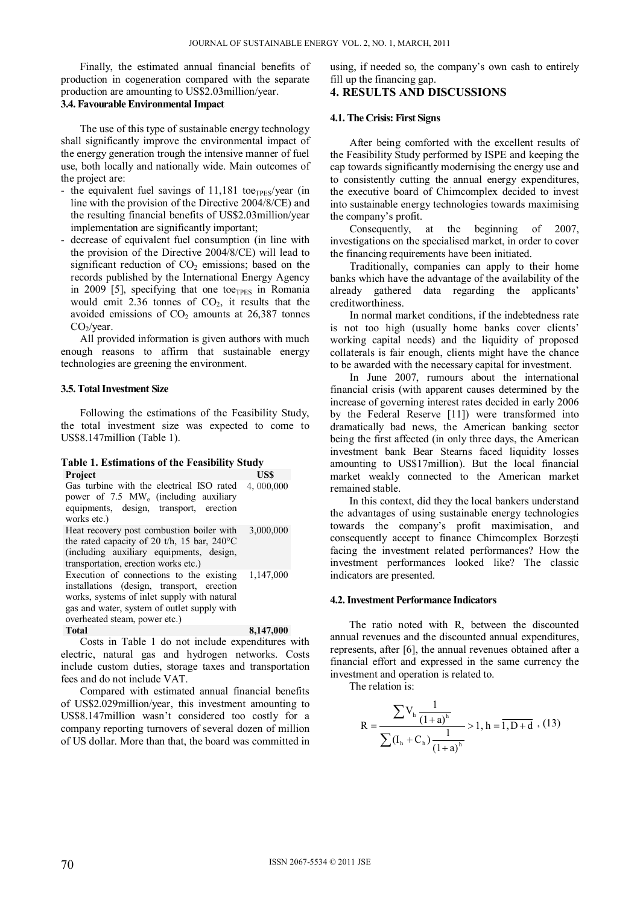Finally, the estimated annual financial benefits of production in cogeneration compared with the separate production are amounting to US$2.03million/year.

### 3.4. Favourable Environmental Impact

The use of this type of sustainable energy technology shall significantly improve the environmental impact of the energy generation trough the intensive manner of fuel use, both locally and nationally wide. Main outcomes of the project are:

- the equivalent fuel savings of 11,181 $toe_{TPES}$/year (in line with the provision of the Directive 2004/8/CE) and the resulting financial benefits of US$2.03million/year implementation are significantly important;
- decrease of equivalent fuel consumption (in line with the provision of the Directive 2004/8/CE) will lead to significant reduction of $CO_2$ emissions; based on the records published by the International Energy Agency in 2009 [5], specifying that one $toe_{TPES}$ in Romania would emit 2.36 tonnes of $CO_2$, it results that the avoided emissions of $CO_2$ amounts at 26,387 tonnes $CO_2$/year.

All provided information is given authors with much enough reasons to affirm that sustainable energy technologies are greening the environment.

### 3.5. Total Investment Size

Following the estimations of the Feasibility Study, the total investment size was expected to come to US$8.147million (Table 1).

**Table 1. Estimations of the Feasibility Study**

| Project | US$ |
|---|---|
| Gas turbine with the electrical ISO rated power of 7.5 $MW_e$ (including auxiliary equipments, design, transport, erection works etc.) | 4, 000,000 |
| Heat recovery post combustion boiler with the rated capacity of 20 t/h, 15 bar, 240°C (including auxiliary equipments, design, transportation, erection works etc.) | 3,000,000 |
| Execution of connections to the existing installations (design, transport, erection works, systems of inlet supply with natural gas and water, system of outlet supply with overheated steam, power etc.) | 1,147,000 |
| **Total** | **8,147,000** |

Costs in Table 1 do not include expenditures with electric, natural gas and hydrogen networks. Costs include custom duties, storage taxes and transportation fees and do not include VAT.

Compared with estimated annual financial benefits of US$2.029million/year, this investment amounting to US$8.147million wasn't considered too costly for a company reporting turnovers of several dozen of million of US dollar. More than that, the board was committed in using, if needed so, the company's own cash to entirely fill up the financing gap.

## 4. RESULTS AND DISCUSSIONS

### 4.1. The Crisis: First Signs

After being comforted with the excellent results of the Feasibility Study performed by ISPE and keeping the cap towards significantly modernising the energy use and to consistently cutting the annual energy expenditures, the executive board of Chimcomplex decided to invest into sustainable energy technologies towards maximising the company's profit.

Consequently, at the beginning of 2007, investigations on the specialised market, in order to cover the financing requirements have been initiated.

Traditionally, companies can apply to their home banks which have the advantage of the availability of the already gathered data regarding the applicants' creditworthiness.

In normal market conditions, if the indebtedness rate is not too high (usually home banks cover clients' working capital needs) and the liquidity of proposed collaterals is fair enough, clients might have the chance to be awarded with the necessary capital for investment.

In June 2007, rumours about the international financial crisis (with apparent causes determined by the increase of governing interest rates decided in early 2006 by the Federal Reserve [11]) were transformed into dramatically bad news, the American banking sector being the first affected (in only three days, the American investment bank Bear Stearns faced liquidity losses amounting to US$17million). But the local financial market weakly connected to the American market remained stable.

In this context, did they the local bankers understand the advantages of using sustainable energy technologies towards the company's profit maximisation, and consequently accept to finance Chimcomplex Borzești facing the investment related performances? How the investment performances looked like? The classic indicators are presented.

### 4.2. Investment Performance Indicators

The ratio noted with R, between the discounted annual revenues and the discounted annual expenditures, represents, after [6], the annual revenues obtained after a financial effort and expressed in the same currency the investment and operation is related to.

The relation is:

$$R = \frac{\sum V_h \frac{1}{(1+a)^h}}{\sum (I_h + C_h)\frac{1}{(1+a)^h}} > 1,\ h = \overline{1, D+d} \quad (13)$$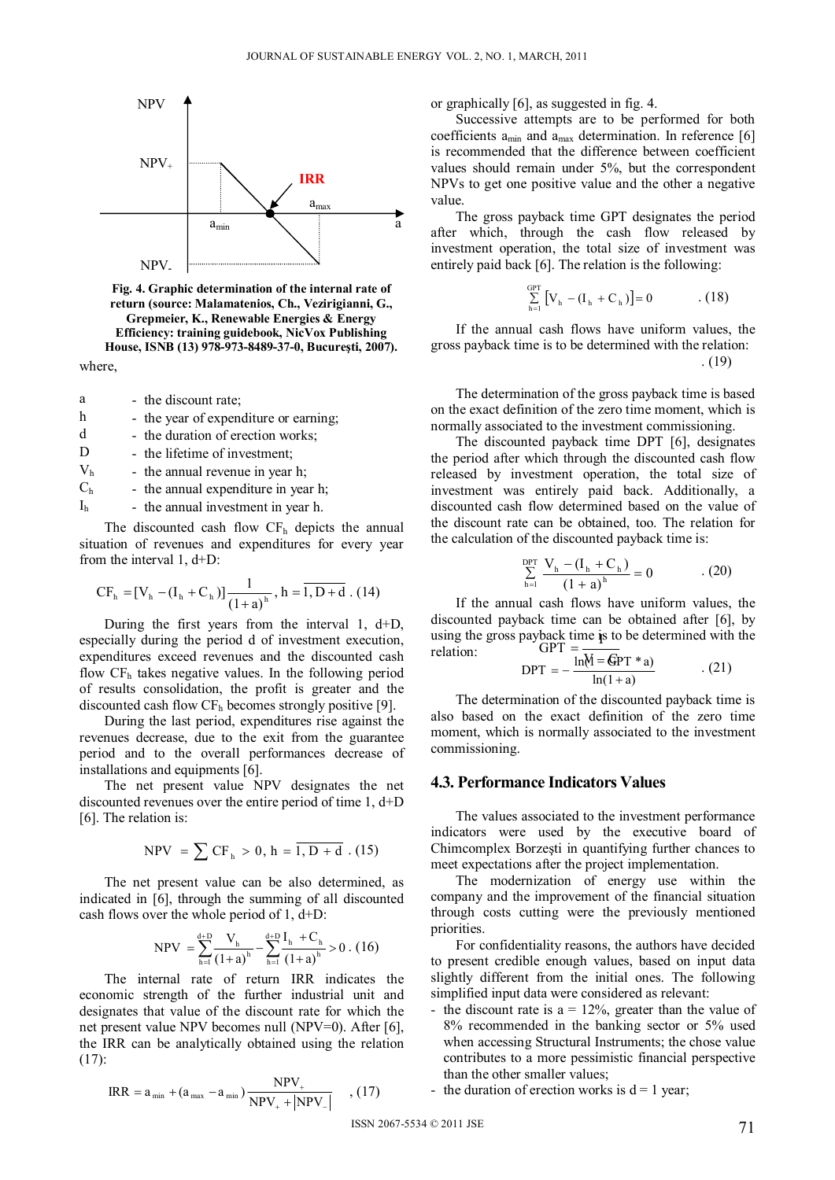Fig. 4. Graphic determination of the internal rate of return (source: Malamatenios, Ch., Vezirigianni, G., Grepmeier, K., Renewable Energies & Energy Efficiency: training guidebook, NicVox Publishing House, ISNB (13) 978-973-8489-37-0, Bucureşti, 2007).

where,

- a - the discount rate;
- h - the year of expenditure or earning;
- d - the duration of erection works;
- D - the lifetime of investment;
- $V_h$ - the annual revenue in year h;
- $C_h$ - the annual expenditure in year h;
- $I_h$ - the annual investment in year h.

The discounted cash flow $CF_h$ depicts the annual situation of revenues and expenditures for every year from the interval 1, d+D:

$$CF_h = [V_h - (I_h + C_h)]\frac{1}{(1+a)^h}, \; h = \overline{1, D+d} \; . (14)$$

During the first years from the interval 1, d+D, especially during the period d of investment execution, expenditures exceed revenues and the discounted cash flow $CF_h$ takes negative values. In the following period of results consolidation, the profit is greater and the discounted cash flow $CF_h$ becomes strongly positive [9].

During the last period, expenditures rise against the revenues decrease, due to the exit from the guarantee period and to the overall performances decrease of installations and equipments [6].

The net present value NPV designates the net discounted revenues over the entire period of time 1, d+D [6]. The relation is:

$$NPV = \sum CF_h > 0, \; h = \overline{1, D+d} \; . (15)$$

The net present value can be also determined, as indicated in [6], through the summing of all discounted cash flows over the whole period of 1, d+D:

$$NPV = \sum_{h=1}^{d+D} \frac{V_h}{(1+a)^h} - \sum_{h=1}^{d+D} \frac{I_h + C_h}{(1+a)^h} > 0 \; . (16)$$

The internal rate of return IRR indicates the economic strength of the further industrial unit and designates that value of the discount rate for which the net present value NPV becomes null (NPV=0). After [6], the IRR can be analytically obtained using the relation (17):

$$IRR = a_{min} + (a_{max} - a_{min})\frac{NPV_+}{NPV_+ + |NPV_-|} \; , (17)$$

or graphically [6], as suggested in fig. 4.

Successive attempts are to be performed for both coefficients $a_{min}$ and $a_{max}$ determination. In reference [6] is recommended that the difference between coefficient values should remain under 5%, but the correspondent NPVs to get one positive value and the other a negative value.

The gross payback time GPT designates the period after which, through the cash flow released by investment operation, the total size of investment was entirely paid back [6]. The relation is the following:

$$\sum_{h=1}^{GPT} [V_h - (I_h + C_h)] = 0 \; . (18)$$

If the annual cash flows have uniform values, the gross payback time is to be determined with the relation:

$$GPT = \frac{I}{V - C} \; . (19)$$

The determination of the gross payback time is based on the exact definition of the zero time moment, which is normally associated to the investment commissioning.

The discounted payback time DPT [6], designates the period after which through the discounted cash flow released by investment operation, the total size of investment was entirely paid back. Additionally, a discounted cash flow determined based on the value of the discount rate can be obtained, too. The relation for the calculation of the discounted payback time is:

$$\sum_{h=1}^{DPT} \frac{V_h - (I_h + C_h)}{(1+a)^h} = 0 \; . (20)$$

If the annual cash flows have uniform values, the discounted payback time can be obtained after [6], by using the gross payback time is to be determined with the relation:

$$DPT = -\frac{\ln(1 - GPT * a)}{\ln(1+a)} \; . (21)$$

The determination of the discounted payback time is also based on the exact definition of the zero time moment, which is normally associated to the investment commissioning.

## 4.3. Performance Indicators Values

The values associated to the investment performance indicators were used by the executive board of Chimcomplex Borzeşti in quantifying further chances to meet expectations after the project implementation.

The modernization of energy use within the company and the improvement of the financial situation through costs cutting were the previously mentioned priorities.

For confidentiality reasons, the authors have decided to present credible enough values, based on input data slightly different from the initial ones. The following simplified input data were considered as relevant:

- the discount rate is a = 12%, greater than the value of 8% recommended in the banking sector or 5% used when accessing Structural Instruments; the chose value contributes to a more pessimistic financial perspective than the other smaller values;
- the duration of erection works is d = 1 year;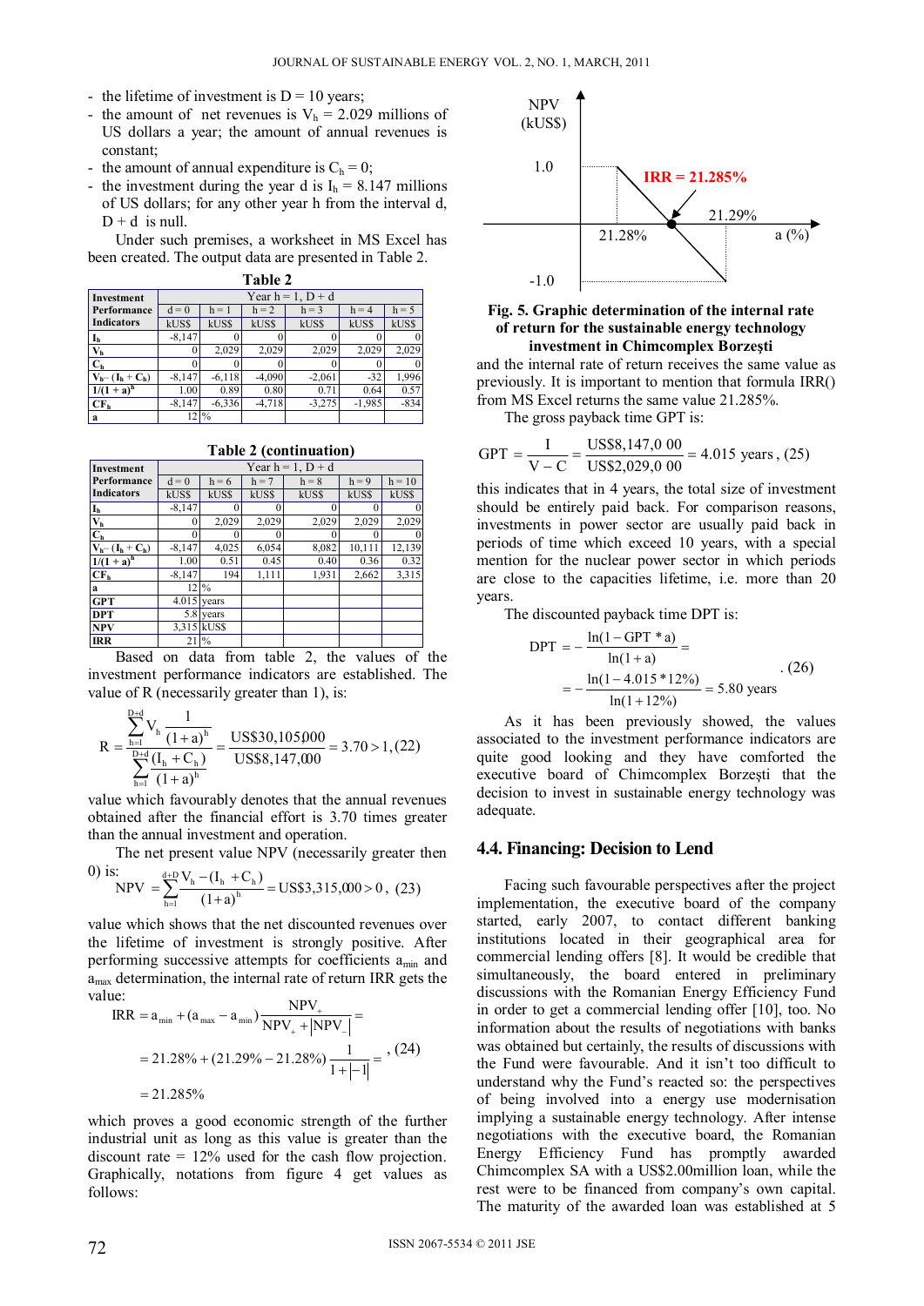- the lifetime of investment is D = 10 years;
- the amount of net revenues is $V_h$ = 2.029 millions of US dollars a year; the amount of annual revenues is constant;
- the amount of annual expenditure is $C_h$ = 0;
- the investment during the year d is $I_h$ = 8.147 millions of US dollars; for any other year h from the interval d, D + d is null.

Under such premises, a worksheet in MS Excel has been created. The output data are presented in Table 2.

**Table 2**

| Investment Performance Indicators | Year h = 1, D + d | | | | | |
|---|---|---|---|---|---|---|
| | d = 0 | h = 1 | h = 2 | h = 3 | h = 4 | h = 5 |
| | kUS$ | kUS$ | kUS$ | kUS$ | kUS$ | kUS$ |
| $I_h$ | -8,147 | 0 | 0 | 0 | 0 | 0 |
| $V_h$ | 0 | 2,029 | 2,029 | 2,029 | 2,029 | 2,029 |
| $C_h$ | 0 | 0 | 0 | 0 | 0 | 0 |
| $V_h - (I_h + C_h)$ | -8,147 | -6,118 | -4,090 | -2,061 | -32 | 1,996 |
| $1/(1 + a)^h$ | 1.00 | 0.89 | 0.80 | 0.71 | 0.64 | 0.57 |
| $CF_h$ | -8,147 | -6,336 | -4,718 | -3,275 | -1,985 | -834 |
| a | 12 | % | | | | |

**Table 2 (continuation)**

| Investment Performance Indicators | Year h = 1, D + d | | | | | |
|---|---|---|---|---|---|---|
| | d = 0 | h = 6 | h = 7 | h = 8 | h = 9 | h = 10 |
| | kUS$ | kUS$ | kUS$ | kUS$ | kUS$ | kUS$ |
| $I_h$ | -8,147 | 0 | 0 | 0 | 0 | 0 |
| $V_h$ | 0 | 2,029 | 2,029 | 2,029 | 2,029 | 2,029 |
| $C_h$ | 0 | 0 | 0 | 0 | 0 | 0 |
| $V_h - (I_h + C_h)$ | -8,147 | 4,025 | 6,054 | 8,082 | 10,111 | 12,139 |
| $1/(1 + a)^h$ | 1.00 | 0.51 | 0.45 | 0.40 | 0.36 | 0.32 |
| $CF_h$ | -8,147 | 194 | 1,111 | 1,931 | 2,662 | 3,315 |
| a | 12 | % | | | | |
| GPT | 4.015 | years | | | | |
| DPT | 5.8 | years | | | | |
| NPV | 3,315 | kUS$ | | | | |
| IRR | 21 | % | | | | |

Based on data from table 2, the values of the investment performance indicators are established. The value of R (necessarily greater than 1), is:

$$R = \frac{\sum_{h=1}^{D+d} V_h \frac{1}{(1+a)^h}}{\sum_{h=1}^{D+d} \frac{(I_h + C_h)}{(1+a)^h}} = \frac{\text{US\$30,105,000}}{\text{US\$8,147,000}} = 3.70 > 1, \quad (22)$$

value which favourably denotes that the annual revenues obtained after the financial effort is 3.70 times greater than the annual investment and operation.

The net present value NPV (necessarily greater then 0) is:

$$NPV = \sum_{h=1}^{d+D} \frac{V_h - (I_h + C_h)}{(1+a)^h} = \text{US\$3,315,000} > 0, \quad (23)$$

value which shows that the net discounted revenues over the lifetime of investment is strongly positive. After performing successive attempts for coefficients $a_{min}$ and $a_{max}$ determination, the internal rate of return IRR gets the value:

$$\begin{aligned} IRR &= a_{min} + (a_{max} - a_{min}) \frac{NPV_+}{NPV_+ + |NPV_-|} = \\ &= 21.28\% + (21.29\% - 21.28\%) \frac{1}{1 + |-1|} = \\ &= 21.285\% \end{aligned} \quad (24)$$

which proves a good economic strength of the further industrial unit as long as this value is greater than the discount rate = 12% used for the cash flow projection. Graphically, notations from figure 4 get values as follows:

**Fig. 5. Graphic determination of the internal rate of return for the sustainable energy technology investment in Chimcomplex Borzeşti**

and the internal rate of return receives the same value as previously. It is important to mention that formula IRR() from MS Excel returns the same value 21.285%.

The gross payback time GPT is:

$$GPT = \frac{I}{V - C} = \frac{\text{US\$8,147,0 00}}{\text{US\$2,029,0 00}} = 4.015 \text{ years}, \quad (25)$$

this indicates that in 4 years, the total size of investment should be entirely paid back. For comparison reasons, investments in power sector are usually paid back in periods of time which exceed 10 years, with a special mention for the nuclear power sector in which periods are close to the capacities lifetime, i.e. more than 20 years.

The discounted payback time DPT is:

$$\begin{aligned} DPT &= -\frac{\ln(1 - GPT * a)}{\ln(1 + a)} = \\ &= -\frac{\ln(1 - 4.015 * 12\%)}{\ln(1 + 12\%)} = 5.80 \text{ years} \end{aligned} \quad (26)$$

As it has been previously showed, the values associated to the investment performance indicators are quite good looking and they have comforted the executive board of Chimcomplex Borzeşti that the decision to invest in sustainable energy technology was adequate.

## 4.4. Financing: Decision to Lend

Facing such favourable perspectives after the project implementation, the executive board of the company started, early 2007, to contact different banking institutions located in their geographical area for commercial lending offers [8]. It would be credible that simultaneously, the board entered in preliminary discussions with the Romanian Energy Efficiency Fund in order to get a commercial lending offer [10], too. No information about the results of negotiations with banks was obtained but certainly, the results of discussions with the Fund were favourable. And it isn't too difficult to understand why the Fund's reacted so: the perspectives of being involved into a energy use modernisation implying a sustainable energy technology. After intense negotiations with the executive board, the Romanian Energy Efficiency Fund has promptly awarded Chimcomplex SA with a US$2.00million loan, while the rest were to be financed from company's own capital. The maturity of the awarded loan was established at 5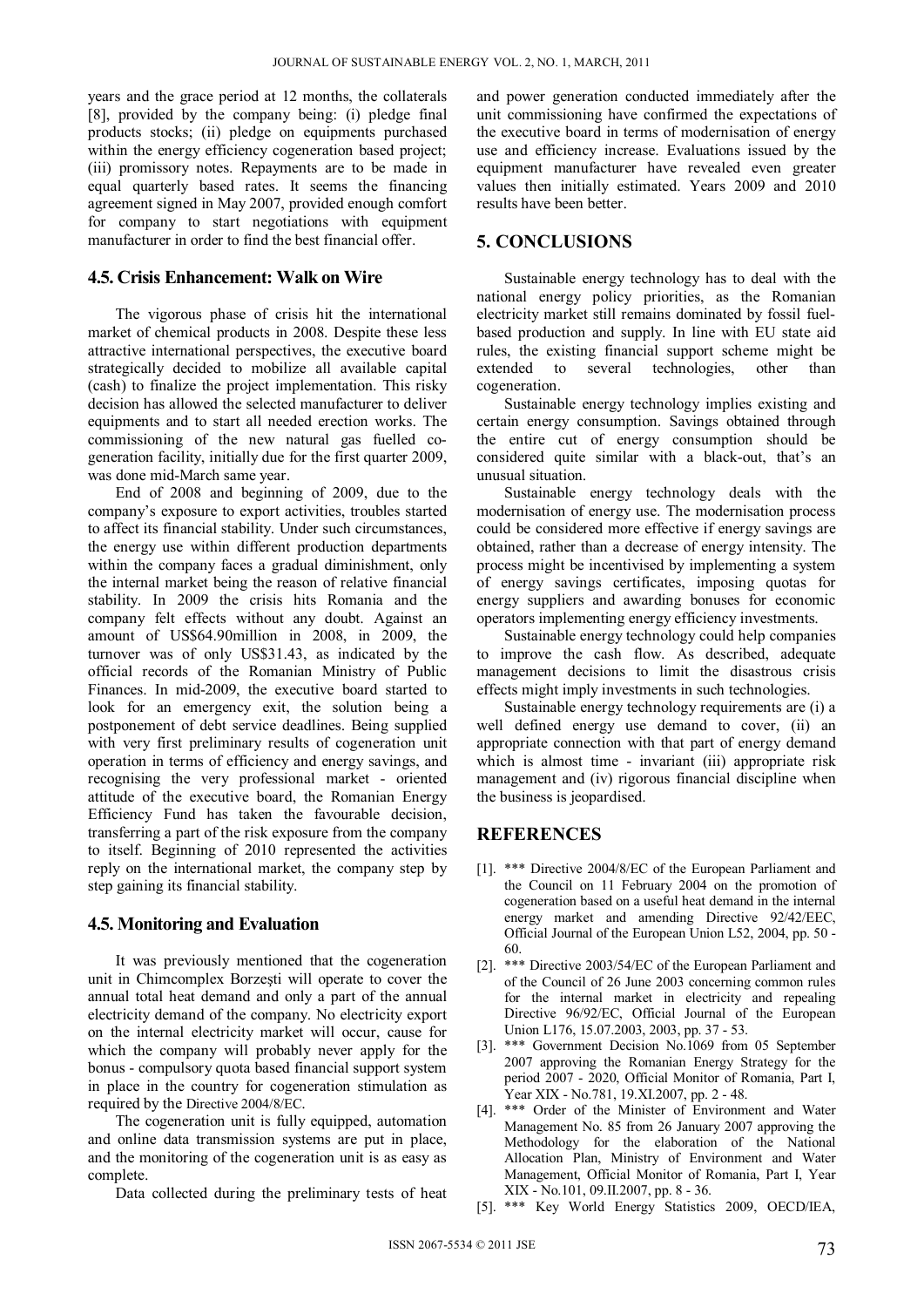years and the grace period at 12 months, the collaterals [8], provided by the company being: (i) pledge final products stocks; (ii) pledge on equipments purchased within the energy efficiency cogeneration based project; (iii) promissory notes. Repayments are to be made in equal quarterly based rates. It seems the financing agreement signed in May 2007, provided enough comfort for company to start negotiations with equipment manufacturer in order to find the best financial offer.

## 4.5. Crisis Enhancement: Walk on Wire

The vigorous phase of crisis hit the international market of chemical products in 2008. Despite these less attractive international perspectives, the executive board strategically decided to mobilize all available capital (cash) to finalize the project implementation. This risky decision has allowed the selected manufacturer to deliver equipments and to start all needed erection works. The commissioning of the new natural gas fuelled co-generation facility, initially due for the first quarter 2009, was done mid-March same year.

End of 2008 and beginning of 2009, due to the company's exposure to export activities, troubles started to affect its financial stability. Under such circumstances, the energy use within different production departments within the company faces a gradual diminishment, only the internal market being the reason of relative financial stability. In 2009 the crisis hits Romania and the company felt effects without any doubt. Against an amount of US$64.90million in 2008, in 2009, the turnover was of only US$31.43, as indicated by the official records of the Romanian Ministry of Public Finances. In mid-2009, the executive board started to look for an emergency exit, the solution being a postponement of debt service deadlines. Being supplied with very first preliminary results of cogeneration unit operation in terms of efficiency and energy savings, and recognising the very professional market - oriented attitude of the executive board, the Romanian Energy Efficiency Fund has taken the favourable decision, transferring a part of the risk exposure from the company to itself. Beginning of 2010 represented the activities reply on the international market, the company step by step gaining its financial stability.

## 4.5. Monitoring and Evaluation

It was previously mentioned that the cogeneration unit in Chimcomplex Borzeşti will operate to cover the annual total heat demand and only a part of the annual electricity demand of the company. No electricity export on the internal electricity market will occur, cause for which the company will probably never apply for the bonus - compulsory quota based financial support system in place in the country for cogeneration stimulation as required by the Directive 2004/8/EC.

The cogeneration unit is fully equipped, automation and online data transmission systems are put in place, and the monitoring of the cogeneration unit is as easy as complete.

Data collected during the preliminary tests of heat and power generation conducted immediately after the unit commissioning have confirmed the expectations of the executive board in terms of modernisation of energy use and efficiency increase. Evaluations issued by the equipment manufacturer have revealed even greater values then initially estimated. Years 2009 and 2010 results have been better.

## 5. CONCLUSIONS

Sustainable energy technology has to deal with the national energy policy priorities, as the Romanian electricity market still remains dominated by fossil fuel-based production and supply. In line with EU state aid rules, the existing financial support scheme might be extended to several technologies, other than cogeneration.

Sustainable energy technology implies existing and certain energy consumption. Savings obtained through the entire cut of energy consumption should be considered quite similar with a black-out, that's an unusual situation.

Sustainable energy technology deals with the modernisation of energy use. The modernisation process could be considered more effective if energy savings are obtained, rather than a decrease of energy intensity. The process might be incentivised by implementing a system of energy savings certificates, imposing quotas for energy suppliers and awarding bonuses for economic operators implementing energy efficiency investments.

Sustainable energy technology could help companies to improve the cash flow. As described, adequate management decisions to limit the disastrous crisis effects might imply investments in such technologies.

Sustainable energy technology requirements are (i) a well defined energy use demand to cover, (ii) an appropriate connection with that part of energy demand which is almost time - invariant (iii) appropriate risk management and (iv) rigorous financial discipline when the business is jeopardised.

## REFERENCES

[1]. *** Directive 2004/8/EC of the European Parliament and the Council on 11 February 2004 on the promotion of cogeneration based on a useful heat demand in the internal energy market and amending Directive 92/42/EEC, Official Journal of the European Union L52, 2004, pp. 50 - 60.

[2]. *** Directive 2003/54/EC of the European Parliament and of the Council of 26 June 2003 concerning common rules for the internal market in electricity and repealing Directive 96/92/EC, Official Journal of the European Union L176, 15.07.2003, 2003, pp. 37 - 53.

[3]. *** Government Decision No.1069 from 05 September 2007 approving the Romanian Energy Strategy for the period 2007 - 2020, Official Monitor of Romania, Part I, Year XIX - No.781, 19.XI.2007, pp. 2 - 48.

[4]. *** Order of the Minister of Environment and Water Management No. 85 from 26 January 2007 approving the Methodology for the elaboration of the National Allocation Plan, Ministry of Environment and Water Management, Official Monitor of Romania, Part I, Year XIX - No.101, 09.II.2007, pp. 8 - 36.

[5]. *** Key World Energy Statistics 2009, OECD/IEA,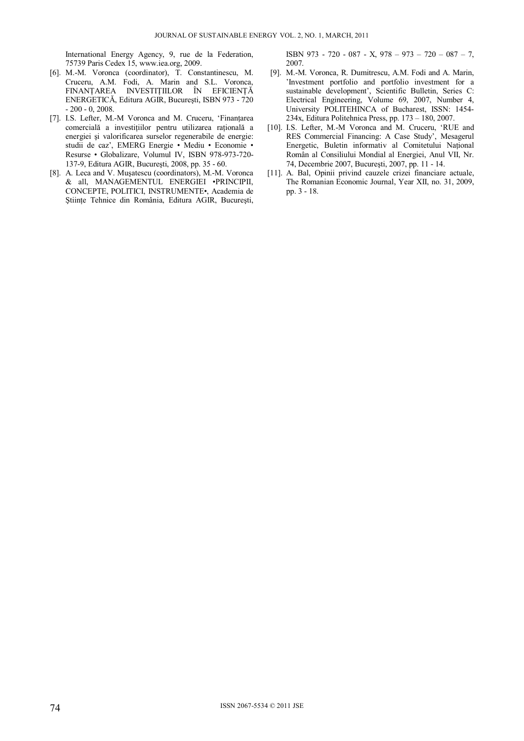International Energy Agency, 9, rue de la Federation, 75739 Paris Cedex 15, www.iea.org, 2009.

[6]. M.-M. Voronca (coordinator), T. Constantinescu, M. Cruceru, A.M. Fodi, A. Marin and S.L. Voronca, FINANȚAREA INVESTIȚIILOR ÎN EFICIENȚĂ ENERGETICĂ, Editura AGIR, Bucureşti, ISBN 973 - 720 - 200 - 0, 2008.

[7]. I.S. Lefter, M.-M Voronca and M. Cruceru, 'Finanțarea comercială a investițiilor pentru utilizarea rațională a energiei şi valorificarea surselor regenerabile de energie: studii de caz', EMERG Energie • Mediu • Economie • Resurse • Globalizare, Volumul IV, ISBN 978-973-720-137-9, Editura AGIR, Bucureşti, 2008, pp. 35 - 60.

[8]. A. Leca and V. Muşatescu (coordinators), M.-M. Voronca & all, MANAGEMENTUL ENERGIEI •PRINCIPII, CONCEPTE, POLITICI, INSTRUMENTE•, Academia de Ştiințe Tehnice din România, Editura AGIR, Bucureşti, ISBN 973 - 720 - 087 - X, 978 – 973 – 720 – 087 – 7, 2007.

[9]. M.-M. Voronca, R. Dumitrescu, A.M. Fodi and A. Marin, 'Investment portfolio and portfolio investment for a sustainable development', Scientific Bulletin, Series C: Electrical Engineering, Volume 69, 2007, Number 4, University POLITEHINCA of Bucharest, ISSN: 1454-234x, Editura Politehnica Press, pp. 173 – 180, 2007.

[10]. I.S. Lefter, M.-M Voronca and M. Cruceru, 'RUE and RES Commercial Financing: A Case Study', Mesagerul Energetic, Buletin informativ al Comitetului Național Român al Consiliului Mondial al Energiei, Anul VII, Nr. 74, Decembrie 2007, Bucureşti, 2007, pp. 11 - 14.

[11]. A. Bal, Opinii privind cauzele crizei financiare actuale, The Romanian Economic Journal, Year XII, no. 31, 2009, pp. 3 - 18.